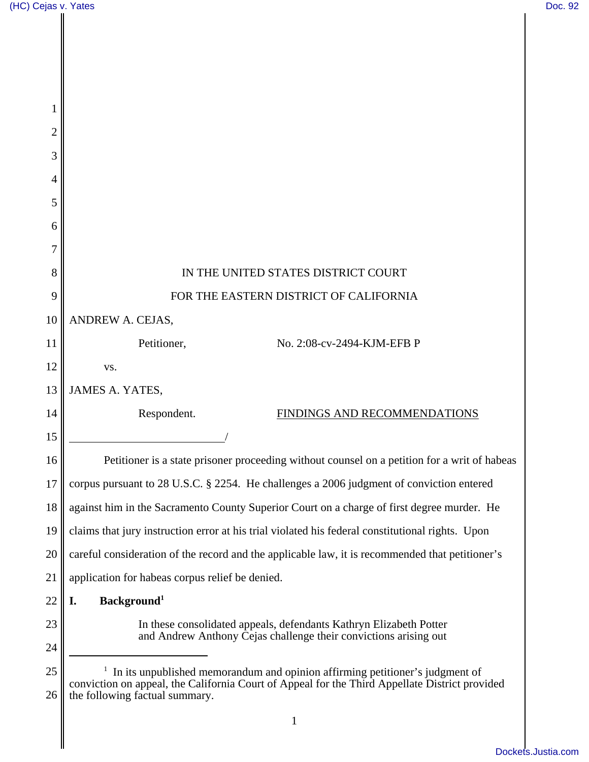IN THE UNITED STATES DISTRICT COURT

FOR THE EASTERN DISTRICT OF CALIFORNIA

ANDREW A. CEJAS,

Petitioner, No. 2:08-cv-2494-KJM-EFB P

vs.

JAMES A. YATES,

Respondent. FINDINGS AND RECOMMENDATIONS

_____________________________/

Petitioner is a state prisoner proceeding without counsel on a petition for a writ of habeas corpus pursuant to 28 U.S.C. § 2254. He challenges a 2006 judgment of conviction entered against him in the Sacramento County Superior Court on a charge of first degree murder. He claims that jury instruction error at his trial violated his federal constitutional rights. Upon careful consideration of the record and the applicable law, it is recommended that petitioner's application for habeas corpus relief be denied.

## I. Background[1]

> In these consolidated appeals, defendants Kathryn Elizabeth Potter and Andrew Anthony Cejas challenge their convictions arising out

[1] In its unpublished memorandum and opinion affirming petitioner's judgment of conviction on appeal, the California Court of Appeal for the Third Appellate District provided the following factual summary.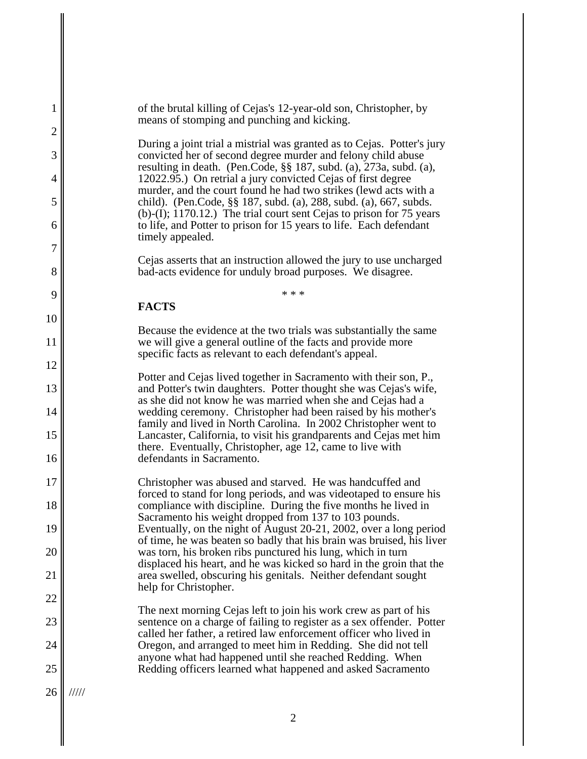of the brutal killing of Cejas's 12-year-old son, Christopher, by means of stomping and punching and kicking.

During a joint trial a mistrial was granted as to Cejas. Potter's jury convicted her of second degree murder and felony child abuse resulting in death. (Pen.Code, §§ 187, subd. (a), 273a, subd. (a), 12022.95.) On retrial a jury convicted Cejas of first degree murder, and the court found he had two strikes (lewd acts with a child). (Pen.Code, §§ 187, subd. (a), 288, subd. (a), 667, subds. (b)-(I); 1170.12.) The trial court sent Cejas to prison for 75 years to life, and Potter to prison for 15 years to life. Each defendant timely appealed.

Cejas asserts that an instruction allowed the jury to use uncharged bad-acts evidence for unduly broad purposes. We disagree.

\* \* \*

**FACTS**

Because the evidence at the two trials was substantially the same we will give a general outline of the facts and provide more specific facts as relevant to each defendant's appeal.

Potter and Cejas lived together in Sacramento with their son, P., and Potter's twin daughters. Potter thought she was Cejas's wife, as she did not know he was married when she and Cejas had a wedding ceremony. Christopher had been raised by his mother's family and lived in North Carolina. In 2002 Christopher went to Lancaster, California, to visit his grandparents and Cejas met him there. Eventually, Christopher, age 12, came to live with defendants in Sacramento.

Christopher was abused and starved. He was handcuffed and forced to stand for long periods, and was videotaped to ensure his compliance with discipline. During the five months he lived in Sacramento his weight dropped from 137 to 103 pounds. Eventually, on the night of August 20-21, 2002, over a long period of time, he was beaten so badly that his brain was bruised, his liver was torn, his broken ribs punctured his lung, which in turn displaced his heart, and he was kicked so hard in the groin that the area swelled, obscuring his genitals. Neither defendant sought help for Christopher.

The next morning Cejas left to join his work crew as part of his sentence on a charge of failing to register as a sex offender. Potter called her father, a retired law enforcement officer who lived in Oregon, and arranged to meet him in Redding. She did not tell anyone what had happened until she reached Redding. When Redding officers learned what happened and asked Sacramento

/////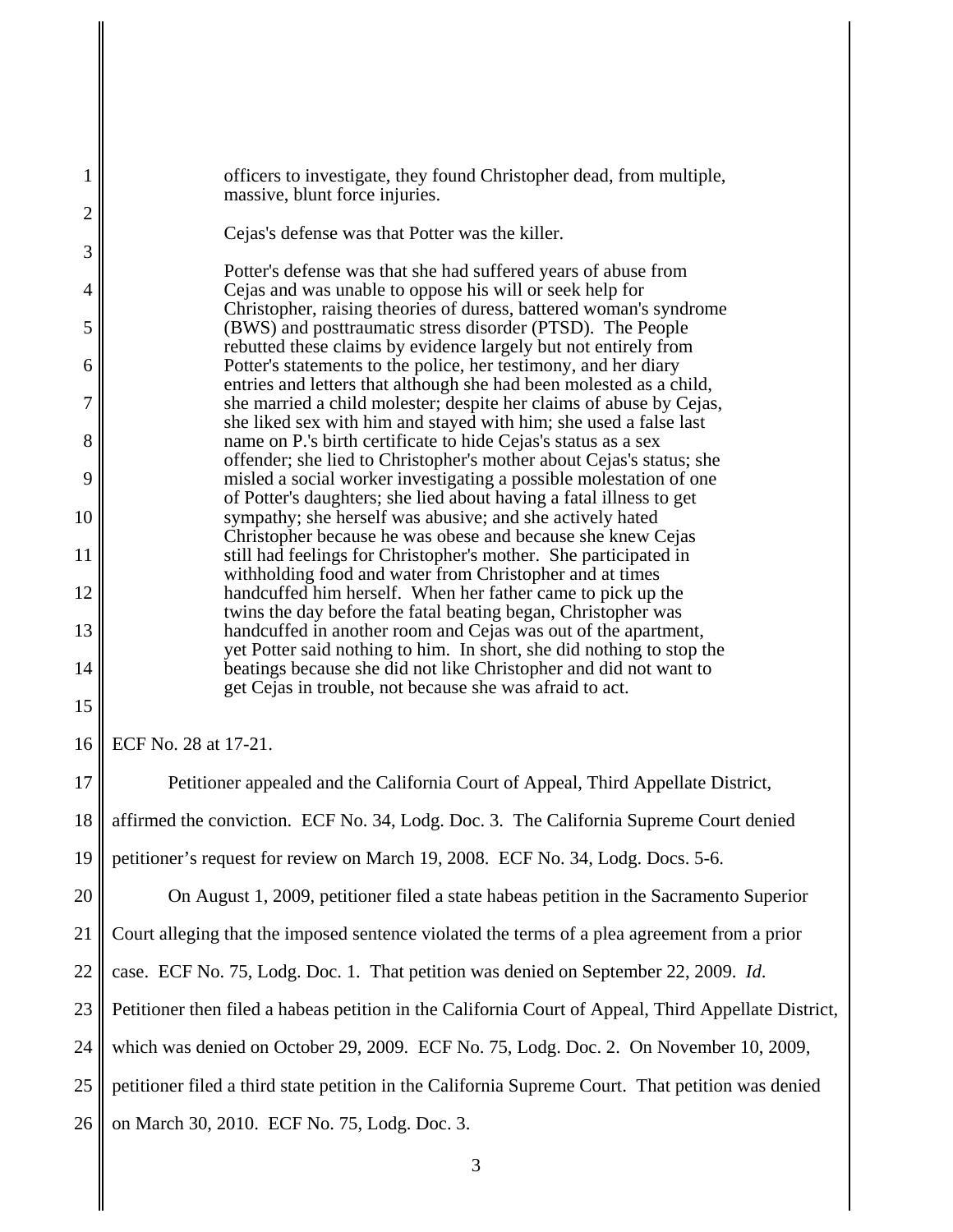> officers to investigate, they found Christopher dead, from multiple, massive, blunt force injuries.
>
> Cejas's defense was that Potter was the killer.
>
> Potter's defense was that she had suffered years of abuse from Cejas and was unable to oppose his will or seek help for Christopher, raising theories of duress, battered woman's syndrome (BWS) and posttraumatic stress disorder (PTSD). The People rebutted these claims by evidence largely but not entirely from Potter's statements to the police, her testimony, and her diary entries and letters that although she had been molested as a child, she married a child molester; despite her claims of abuse by Cejas, she liked sex with him and stayed with him; she used a false last name on P.'s birth certificate to hide Cejas's status as a sex offender; she lied to Christopher's mother about Cejas's status; she misled a social worker investigating a possible molestation of one of Potter's daughters; she lied about having a fatal illness to get sympathy; she herself was abusive; and she actively hated Christopher because he was obese and because she knew Cejas still had feelings for Christopher's mother. She participated in withholding food and water from Christopher and at times handcuffed him herself. When her father came to pick up the twins the day before the fatal beating began, Christopher was handcuffed in another room and Cejas was out of the apartment, yet Potter said nothing to him. In short, she did nothing to stop the beatings because she did not like Christopher and did not want to get Cejas in trouble, not because she was afraid to act.

ECF No. 28 at 17-21.

Petitioner appealed and the California Court of Appeal, Third Appellate District, affirmed the conviction. ECF No. 34, Lodg. Doc. 3. The California Supreme Court denied petitioner's request for review on March 19, 2008. ECF No. 34, Lodg. Docs. 5-6.

On August 1, 2009, petitioner filed a state habeas petition in the Sacramento Superior Court alleging that the imposed sentence violated the terms of a plea agreement from a prior case. ECF No. 75, Lodg. Doc. 1. That petition was denied on September 22, 2009. *Id.* Petitioner then filed a habeas petition in the California Court of Appeal, Third Appellate District, which was denied on October 29, 2009. ECF No. 75, Lodg. Doc. 2. On November 10, 2009, petitioner filed a third state petition in the California Supreme Court. That petition was denied on March 30, 2010. ECF No. 75, Lodg. Doc. 3.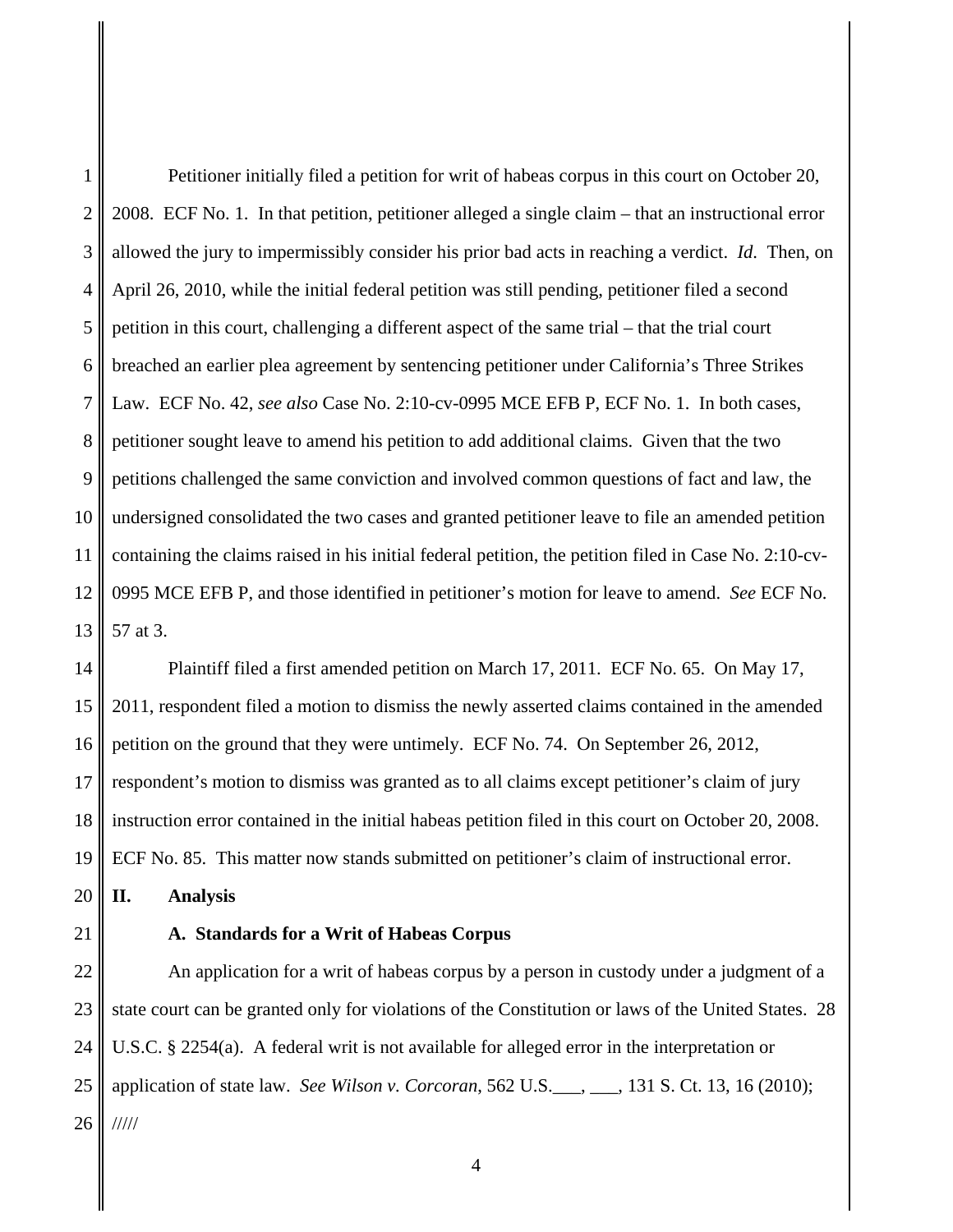Petitioner initially filed a petition for writ of habeas corpus in this court on October 20, 2008. ECF No. 1. In that petition, petitioner alleged a single claim – that an instructional error allowed the jury to impermissibly consider his prior bad acts in reaching a verdict. *Id*. Then, on April 26, 2010, while the initial federal petition was still pending, petitioner filed a second petition in this court, challenging a different aspect of the same trial – that the trial court breached an earlier plea agreement by sentencing petitioner under California's Three Strikes Law. ECF No. 42, *see also* Case No. 2:10-cv-0995 MCE EFB P, ECF No. 1. In both cases, petitioner sought leave to amend his petition to add additional claims. Given that the two petitions challenged the same conviction and involved common questions of fact and law, the undersigned consolidated the two cases and granted petitioner leave to file an amended petition containing the claims raised in his initial federal petition, the petition filed in Case No. 2:10-cv-0995 MCE EFB P, and those identified in petitioner's motion for leave to amend. *See* ECF No. 57 at 3.

Plaintiff filed a first amended petition on March 17, 2011. ECF No. 65. On May 17, 2011, respondent filed a motion to dismiss the newly asserted claims contained in the amended petition on the ground that they were untimely. ECF No. 74. On September 26, 2012, respondent's motion to dismiss was granted as to all claims except petitioner's claim of jury instruction error contained in the initial habeas petition filed in this court on October 20, 2008. ECF No. 85. This matter now stands submitted on petitioner's claim of instructional error.

## II. Analysis

### A. Standards for a Writ of Habeas Corpus

An application for a writ of habeas corpus by a person in custody under a judgment of a state court can be granted only for violations of the Constitution or laws of the United States. 28 U.S.C. § 2254(a). A federal writ is not available for alleged error in the interpretation or application of state law. *See Wilson v. Corcoran*, 562 U.S.___, ___, 131 S. Ct. 13, 16 (2010);

/////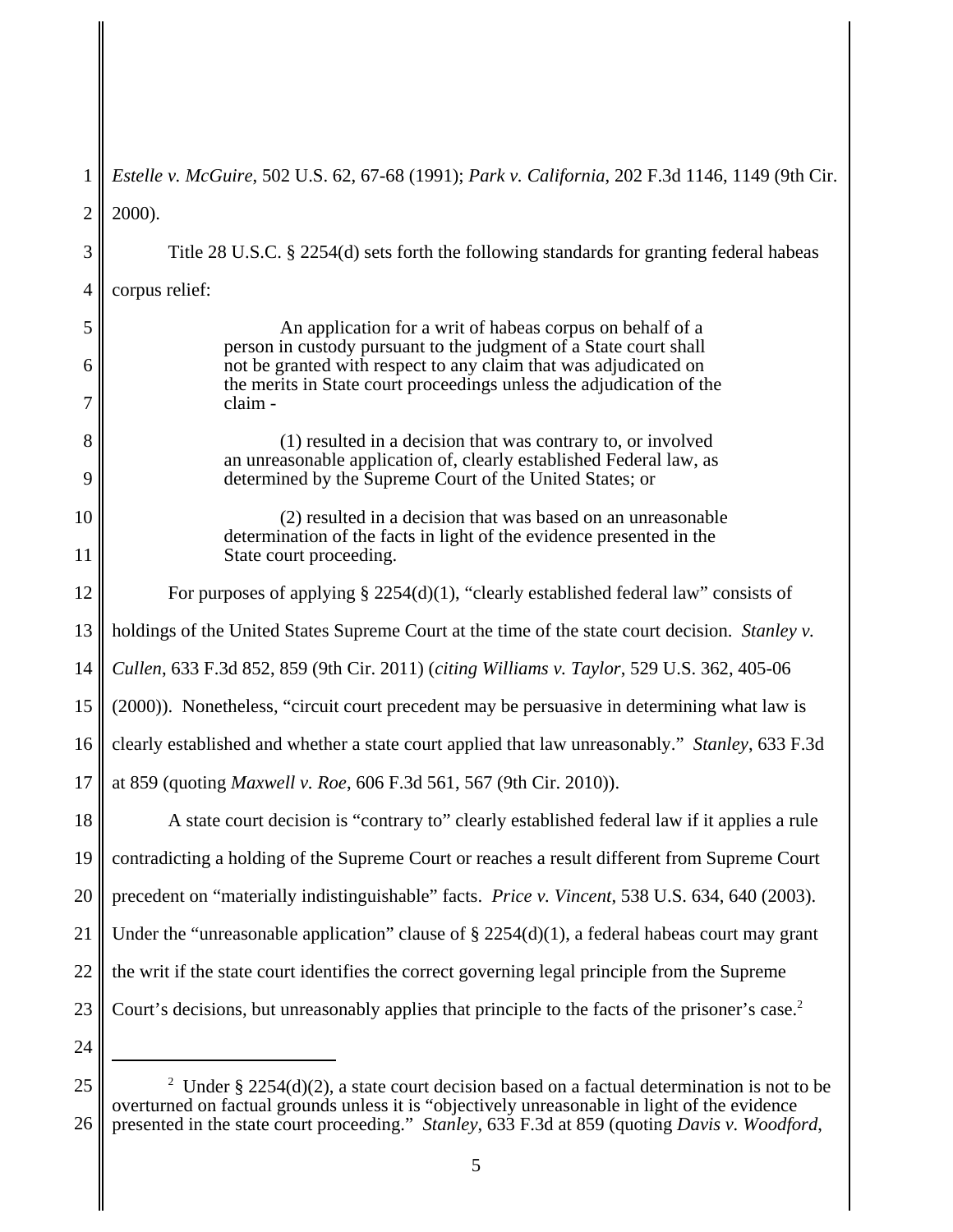*Estelle v. McGuire*, 502 U.S. 62, 67-68 (1991); *Park v. California*, 202 F.3d 1146, 1149 (9th Cir. 2000).

Title 28 U.S.C. § 2254(d) sets forth the following standards for granting federal habeas corpus relief:

> An application for a writ of habeas corpus on behalf of a person in custody pursuant to the judgment of a State court shall not be granted with respect to any claim that was adjudicated on the merits in State court proceedings unless the adjudication of the claim -
>
> (1) resulted in a decision that was contrary to, or involved an unreasonable application of, clearly established Federal law, as determined by the Supreme Court of the United States; or
>
> (2) resulted in a decision that was based on an unreasonable determination of the facts in light of the evidence presented in the State court proceeding.

For purposes of applying § 2254(d)(1), "clearly established federal law" consists of holdings of the United States Supreme Court at the time of the state court decision. *Stanley v. Cullen*, 633 F.3d 852, 859 (9th Cir. 2011) (*citing Williams v. Taylor*, 529 U.S. 362, 405-06 (2000)). Nonetheless, "circuit court precedent may be persuasive in determining what law is clearly established and whether a state court applied that law unreasonably." *Stanley*, 633 F.3d at 859 (quoting *Maxwell v. Roe*, 606 F.3d 561, 567 (9th Cir. 2010)).

A state court decision is "contrary to" clearly established federal law if it applies a rule contradicting a holding of the Supreme Court or reaches a result different from Supreme Court precedent on "materially indistinguishable" facts. *Price v. Vincent*, 538 U.S. 634, 640 (2003). Under the "unreasonable application" clause of § 2254(d)(1), a federal habeas court may grant the writ if the state court identifies the correct governing legal principle from the Supreme Court's decisions, but unreasonably applies that principle to the facts of the prisoner's case.[2]

---

[2] Under § 2254(d)(2), a state court decision based on a factual determination is not to be overturned on factual grounds unless it is "objectively unreasonable in light of the evidence presented in the state court proceeding." *Stanley*, 633 F.3d at 859 (quoting *Davis v. Woodford*,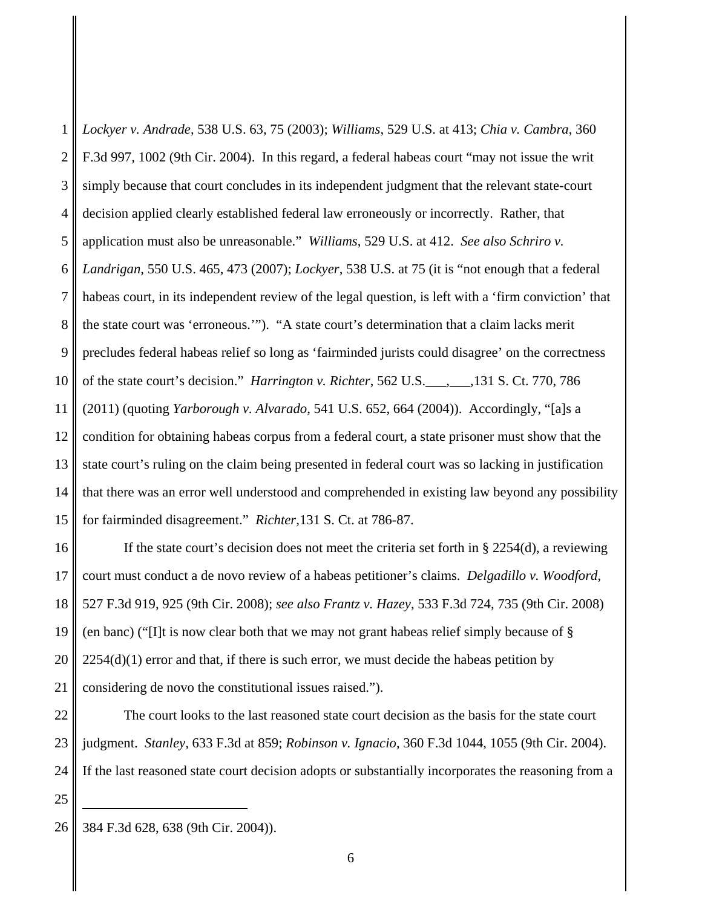*Lockyer v. Andrade*, 538 U.S. 63, 75 (2003); *Williams*, 529 U.S. at 413; *Chia v. Cambra*, 360 F.3d 997, 1002 (9th Cir. 2004). In this regard, a federal habeas court "may not issue the writ simply because that court concludes in its independent judgment that the relevant state-court decision applied clearly established federal law erroneously or incorrectly. Rather, that application must also be unreasonable." *Williams*, 529 U.S. at 412. *See also Schriro v. Landrigan*, 550 U.S. 465, 473 (2007); *Lockyer*, 538 U.S. at 75 (it is "not enough that a federal habeas court, in its independent review of the legal question, is left with a 'firm conviction' that the state court was 'erroneous.'"). "A state court's determination that a claim lacks merit precludes federal habeas relief so long as 'fairminded jurists could disagree' on the correctness of the state court's decision." *Harrington v. Richter*, 562 U.S.___,___,131 S. Ct. 770, 786 (2011) (quoting *Yarborough v. Alvarado*, 541 U.S. 652, 664 (2004)). Accordingly, "[a]s a condition for obtaining habeas corpus from a federal court, a state prisoner must show that the state court's ruling on the claim being presented in federal court was so lacking in justification that there was an error well understood and comprehended in existing law beyond any possibility for fairminded disagreement." *Richter*,131 S. Ct. at 786-87.

If the state court's decision does not meet the criteria set forth in § 2254(d), a reviewing court must conduct a de novo review of a habeas petitioner's claims. *Delgadillo v. Woodford*, 527 F.3d 919, 925 (9th Cir. 2008); *see also Frantz v. Hazey*, 533 F.3d 724, 735 (9th Cir. 2008) (en banc) ("[I]t is now clear both that we may not grant habeas relief simply because of § 2254(d)(1) error and that, if there is such error, we must decide the habeas petition by considering de novo the constitutional issues raised.").

The court looks to the last reasoned state court decision as the basis for the state court judgment. *Stanley*, 633 F.3d at 859; *Robinson v. Ignacio*, 360 F.3d 1044, 1055 (9th Cir. 2004). If the last reasoned state court decision adopts or substantially incorporates the reasoning from a

---

384 F.3d 628, 638 (9th Cir. 2004)).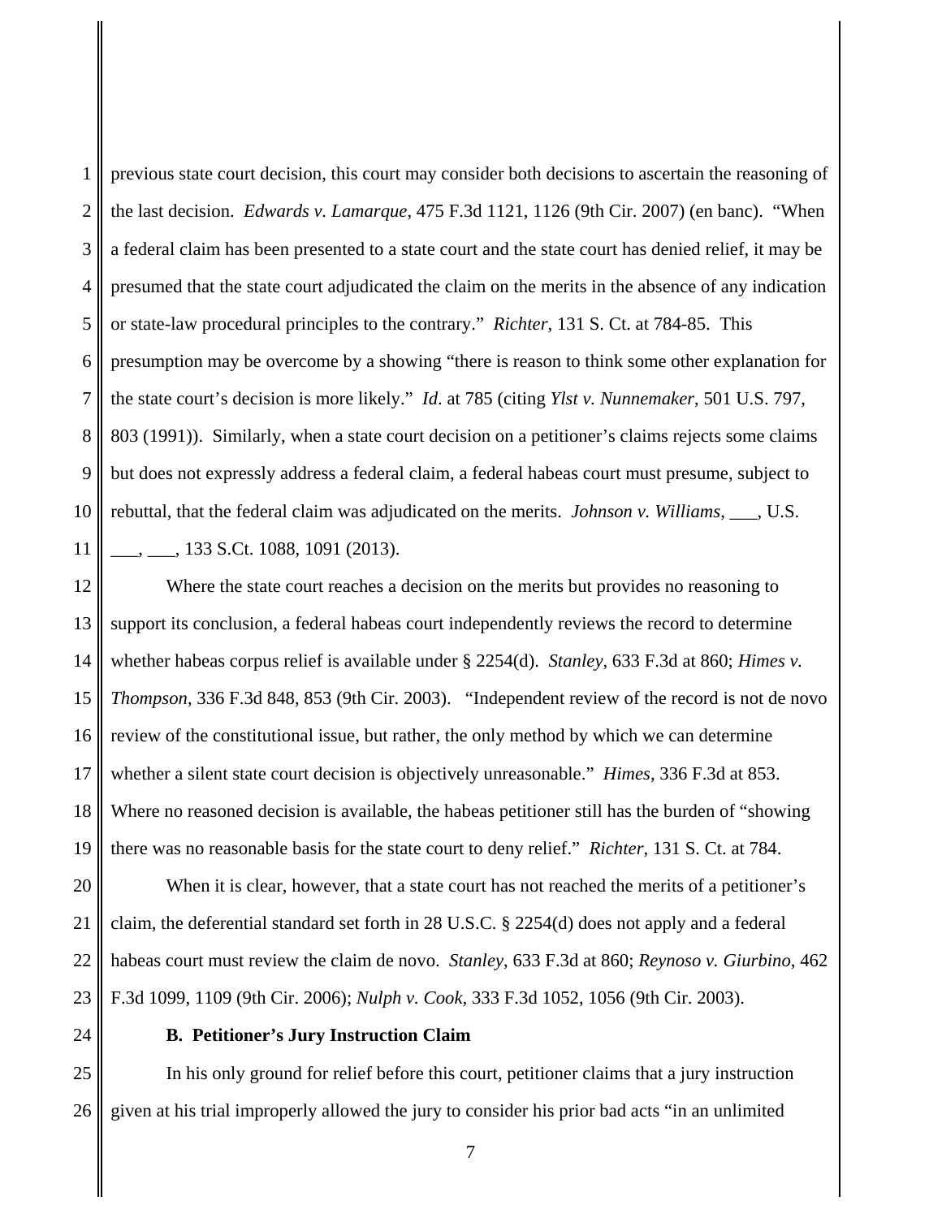previous state court decision, this court may consider both decisions to ascertain the reasoning of the last decision. *Edwards v. Lamarque*, 475 F.3d 1121, 1126 (9th Cir. 2007) (en banc). "When a federal claim has been presented to a state court and the state court has denied relief, it may be presumed that the state court adjudicated the claim on the merits in the absence of any indication or state-law procedural principles to the contrary." *Richter*, 131 S. Ct. at 784-85. This presumption may be overcome by a showing "there is reason to think some other explanation for the state court's decision is more likely." *Id*. at 785 (citing *Ylst v. Nunnemaker*, 501 U.S. 797, 803 (1991)). Similarly, when a state court decision on a petitioner's claims rejects some claims but does not expressly address a federal claim, a federal habeas court must presume, subject to rebuttal, that the federal claim was adjudicated on the merits. *Johnson v. Williams*, ___, U.S. ___, ___, 133 S.Ct. 1088, 1091 (2013).

Where the state court reaches a decision on the merits but provides no reasoning to support its conclusion, a federal habeas court independently reviews the record to determine whether habeas corpus relief is available under § 2254(d). *Stanley*, 633 F.3d at 860; *Himes v. Thompson*, 336 F.3d 848, 853 (9th Cir. 2003). "Independent review of the record is not de novo review of the constitutional issue, but rather, the only method by which we can determine whether a silent state court decision is objectively unreasonable." *Himes*, 336 F.3d at 853. Where no reasoned decision is available, the habeas petitioner still has the burden of "showing there was no reasonable basis for the state court to deny relief." *Richter*, 131 S. Ct. at 784.

When it is clear, however, that a state court has not reached the merits of a petitioner's claim, the deferential standard set forth in 28 U.S.C. § 2254(d) does not apply and a federal habeas court must review the claim de novo. *Stanley*, 633 F.3d at 860; *Reynoso v. Giurbino*, 462 F.3d 1099, 1109 (9th Cir. 2006); *Nulph v. Cook*, 333 F.3d 1052, 1056 (9th Cir. 2003).

**B. Petitioner's Jury Instruction Claim**

In his only ground for relief before this court, petitioner claims that a jury instruction given at his trial improperly allowed the jury to consider his prior bad acts "in an unlimited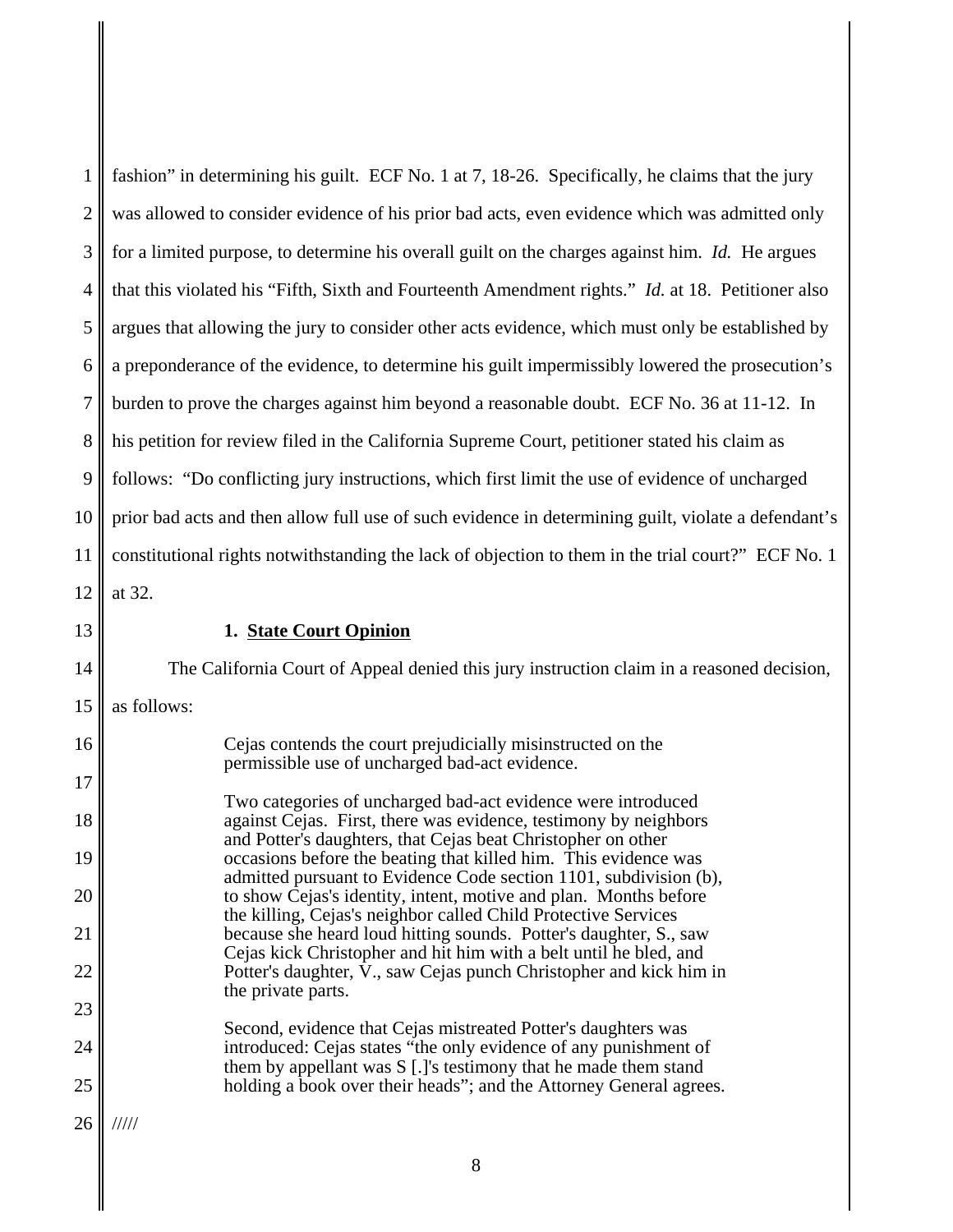fashion" in determining his guilt. ECF No. 1 at 7, 18-26. Specifically, he claims that the jury was allowed to consider evidence of his prior bad acts, even evidence which was admitted only for a limited purpose, to determine his overall guilt on the charges against him. *Id.* He argues that this violated his "Fifth, Sixth and Fourteenth Amendment rights." *Id.* at 18. Petitioner also argues that allowing the jury to consider other acts evidence, which must only be established by a preponderance of the evidence, to determine his guilt impermissibly lowered the prosecution's burden to prove the charges against him beyond a reasonable doubt. ECF No. 36 at 11-12. In his petition for review filed in the California Supreme Court, petitioner stated his claim as follows: "Do conflicting jury instructions, which first limit the use of evidence of uncharged prior bad acts and then allow full use of such evidence in determining guilt, violate a defendant's constitutional rights notwithstanding the lack of objection to them in the trial court?" ECF No. 1 at 32.

**1. <u>State Court Opinion</u>**

The California Court of Appeal denied this jury instruction claim in a reasoned decision, as follows:

> Cejas contends the court prejudicially misinstructed on the permissible use of uncharged bad-act evidence.
>
> Two categories of uncharged bad-act evidence were introduced against Cejas. First, there was evidence, testimony by neighbors and Potter's daughters, that Cejas beat Christopher on other occasions before the beating that killed him. This evidence was admitted pursuant to Evidence Code section 1101, subdivision (b), to show Cejas's identity, intent, motive and plan. Months before the killing, Cejas's neighbor called Child Protective Services because she heard loud hitting sounds. Potter's daughter, S., saw Cejas kick Christopher and hit him with a belt until he bled, and Potter's daughter, V., saw Cejas punch Christopher and kick him in the private parts.
>
> Second, evidence that Cejas mistreated Potter's daughters was introduced: Cejas states "the only evidence of any punishment of them by appellant was S [.]'s testimony that he made them stand holding a book over their heads"; and the Attorney General agrees.

/////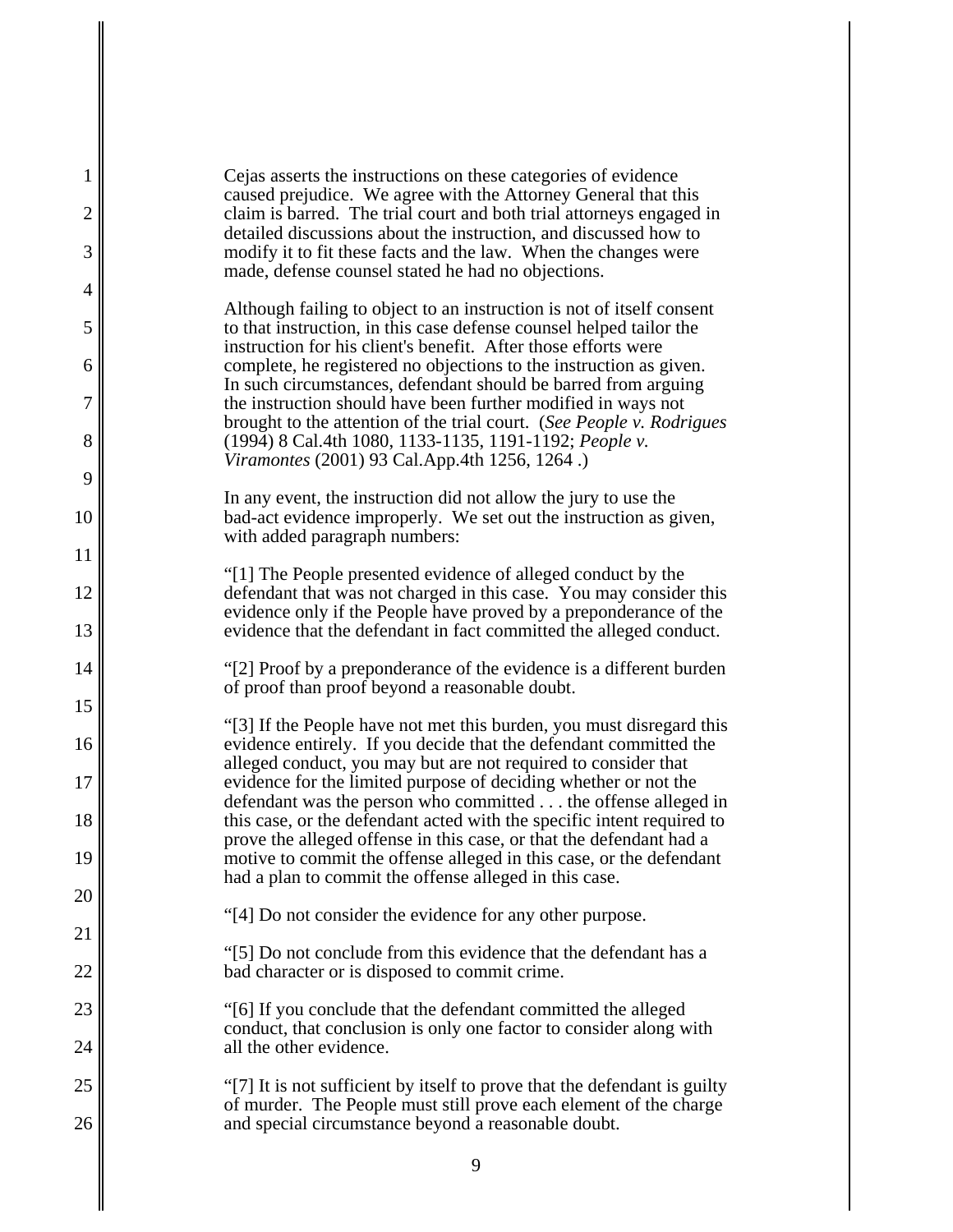Cejas asserts the instructions on these categories of evidence caused prejudice. We agree with the Attorney General that this claim is barred. The trial court and both trial attorneys engaged in detailed discussions about the instruction, and discussed how to modify it to fit these facts and the law. When the changes were made, defense counsel stated he had no objections.

Although failing to object to an instruction is not of itself consent to that instruction, in this case defense counsel helped tailor the instruction for his client's benefit. After those efforts were complete, he registered no objections to the instruction as given. In such circumstances, defendant should be barred from arguing the instruction should have been further modified in ways not brought to the attention of the trial court. (*See People v. Rodrigues* (1994) 8 Cal.4th 1080, 1133-1135, 1191-1192; *People v. Viramontes* (2001) 93 Cal.App.4th 1256, 1264 .)

In any event, the instruction did not allow the jury to use the bad-act evidence improperly. We set out the instruction as given, with added paragraph numbers:

"[1] The People presented evidence of alleged conduct by the defendant that was not charged in this case. You may consider this evidence only if the People have proved by a preponderance of the evidence that the defendant in fact committed the alleged conduct.

"[2] Proof by a preponderance of the evidence is a different burden of proof than proof beyond a reasonable doubt.

"[3] If the People have not met this burden, you must disregard this evidence entirely. If you decide that the defendant committed the alleged conduct, you may but are not required to consider that evidence for the limited purpose of deciding whether or not the defendant was the person who committed . . . the offense alleged in this case, or the defendant acted with the specific intent required to prove the alleged offense in this case, or that the defendant had a motive to commit the offense alleged in this case, or the defendant had a plan to commit the offense alleged in this case.

"[4] Do not consider the evidence for any other purpose.

"[5] Do not conclude from this evidence that the defendant has a bad character or is disposed to commit crime.

"[6] If you conclude that the defendant committed the alleged conduct, that conclusion is only one factor to consider along with all the other evidence.

"[7] It is not sufficient by itself to prove that the defendant is guilty of murder. The People must still prove each element of the charge and special circumstance beyond a reasonable doubt.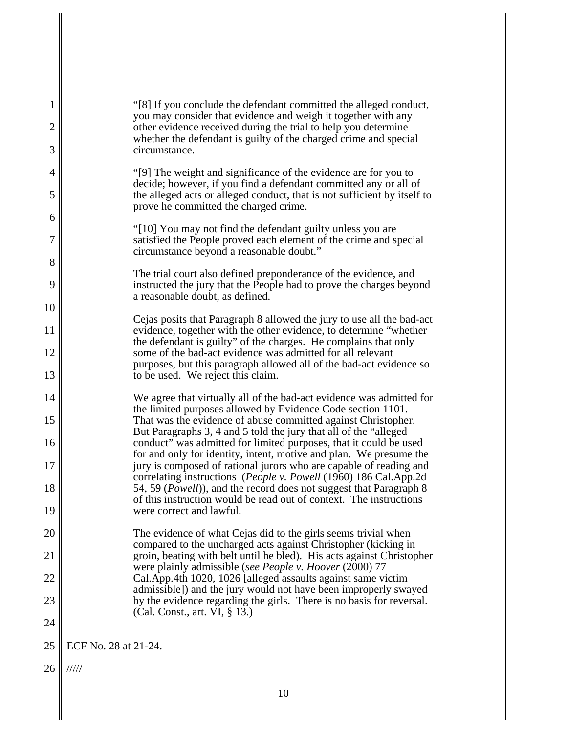> "[8] If you conclude the defendant committed the alleged conduct, you may consider that evidence and weigh it together with any other evidence received during the trial to help you determine whether the defendant is guilty of the charged crime and special circumstance.
>
> "[9] The weight and significance of the evidence are for you to decide; however, if you find a defendant committed any or all of the alleged acts or alleged conduct, that is not sufficient by itself to prove he committed the charged crime.
>
> "[10] You may not find the defendant guilty unless you are satisfied the People proved each element of the crime and special circumstance beyond a reasonable doubt."
>
> The trial court also defined preponderance of the evidence, and instructed the jury that the People had to prove the charges beyond a reasonable doubt, as defined.
>
> Cejas posits that Paragraph 8 allowed the jury to use all the bad-act evidence, together with the other evidence, to determine "whether the defendant is guilty" of the charges. He complains that only some of the bad-act evidence was admitted for all relevant purposes, but this paragraph allowed all of the bad-act evidence so to be used. We reject this claim.
>
> We agree that virtually all of the bad-act evidence was admitted for the limited purposes allowed by Evidence Code section 1101. That was the evidence of abuse committed against Christopher. But Paragraphs 3, 4 and 5 told the jury that all of the "alleged conduct" was admitted for limited purposes, that it could be used for and only for identity, intent, motive and plan. We presume the jury is composed of rational jurors who are capable of reading and correlating instructions (*People v. Powell* (1960) 186 Cal.App.2d 54, 59 (*Powell*)), and the record does not suggest that Paragraph 8 of this instruction would be read out of context. The instructions were correct and lawful.
>
> The evidence of what Cejas did to the girls seems trivial when compared to the uncharged acts against Christopher (kicking in groin, beating with belt until he bled). His acts against Christopher were plainly admissible (*see People v. Hoover* (2000) 77 Cal.App.4th 1020, 1026 [alleged assaults against same victim admissible]) and the jury would not have been improperly swayed by the evidence regarding the girls. There is no basis for reversal. (Cal. Const., art. VI, § 13.)

ECF No. 28 at 21-24.

/////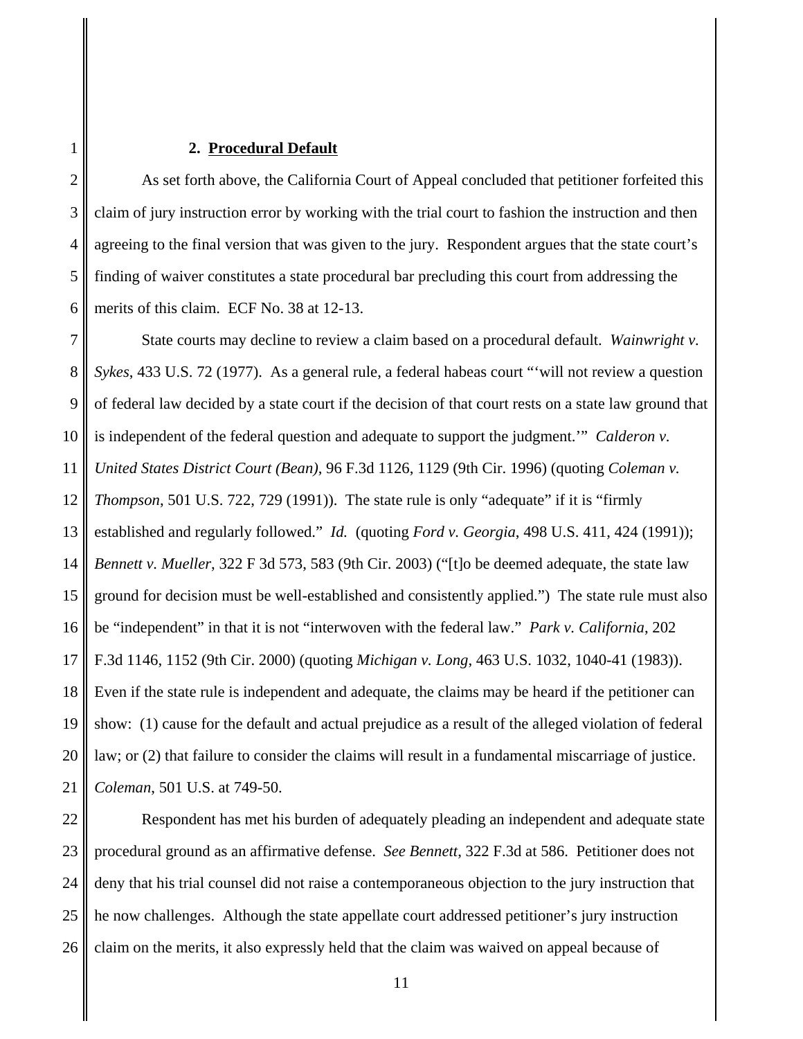### 2. **Procedural Default**

As set forth above, the California Court of Appeal concluded that petitioner forfeited this claim of jury instruction error by working with the trial court to fashion the instruction and then agreeing to the final version that was given to the jury. Respondent argues that the state court's finding of waiver constitutes a state procedural bar precluding this court from addressing the merits of this claim. ECF No. 38 at 12-13.

State courts may decline to review a claim based on a procedural default. *Wainwright v. Sykes*, 433 U.S. 72 (1977). As a general rule, a federal habeas court "'will not review a question of federal law decided by a state court if the decision of that court rests on a state law ground that is independent of the federal question and adequate to support the judgment.'" *Calderon v. United States District Court (Bean)*, 96 F.3d 1126, 1129 (9th Cir. 1996) (quoting *Coleman v. Thompson*, 501 U.S. 722, 729 (1991)). The state rule is only "adequate" if it is "firmly established and regularly followed." *Id.* (quoting *Ford v. Georgia*, 498 U.S. 411, 424 (1991)); *Bennett v. Mueller*, 322 F 3d 573, 583 (9th Cir. 2003) ("[t]o be deemed adequate, the state law ground for decision must be well-established and consistently applied.") The state rule must also be "independent" in that it is not "interwoven with the federal law." *Park v. California*, 202 F.3d 1146, 1152 (9th Cir. 2000) (quoting *Michigan v. Long*, 463 U.S. 1032, 1040-41 (1983)). Even if the state rule is independent and adequate, the claims may be heard if the petitioner can show: (1) cause for the default and actual prejudice as a result of the alleged violation of federal law; or (2) that failure to consider the claims will result in a fundamental miscarriage of justice. *Coleman*, 501 U.S. at 749-50.

Respondent has met his burden of adequately pleading an independent and adequate state procedural ground as an affirmative defense. *See Bennett*, 322 F.3d at 586. Petitioner does not deny that his trial counsel did not raise a contemporaneous objection to the jury instruction that he now challenges. Although the state appellate court addressed petitioner's jury instruction claim on the merits, it also expressly held that the claim was waived on appeal because of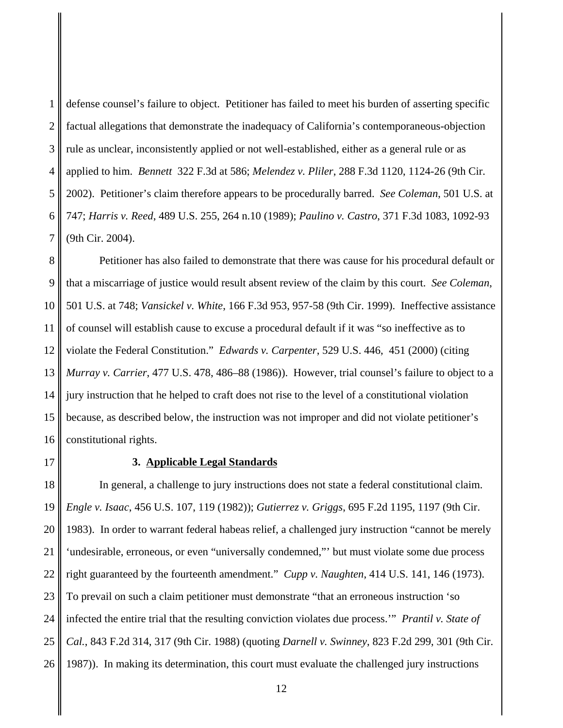defense counsel's failure to object. Petitioner has failed to meet his burden of asserting specific factual allegations that demonstrate the inadequacy of California's contemporaneous-objection rule as unclear, inconsistently applied or not well-established, either as a general rule or as applied to him. *Bennett* 322 F.3d at 586; *Melendez v. Pliler*, 288 F.3d 1120, 1124-26 (9th Cir. 2002). Petitioner's claim therefore appears to be procedurally barred. *See Coleman*, 501 U.S. at 747; *Harris v. Reed*, 489 U.S. 255, 264 n.10 (1989); *Paulino v. Castro*, 371 F.3d 1083, 1092-93 (9th Cir. 2004).

Petitioner has also failed to demonstrate that there was cause for his procedural default or that a miscarriage of justice would result absent review of the claim by this court. *See Coleman*, 501 U.S. at 748; *Vansickel v. White*, 166 F.3d 953, 957-58 (9th Cir. 1999). Ineffective assistance of counsel will establish cause to excuse a procedural default if it was "so ineffective as to violate the Federal Constitution." *Edwards v. Carpenter*, 529 U.S. 446, 451 (2000) (citing *Murray v. Carrier*, 477 U.S. 478, 486–88 (1986)). However, trial counsel's failure to object to a jury instruction that he helped to craft does not rise to the level of a constitutional violation because, as described below, the instruction was not improper and did not violate petitioner's constitutional rights.

### 3. Applicable Legal Standards

In general, a challenge to jury instructions does not state a federal constitutional claim. *Engle v. Isaac*, 456 U.S. 107, 119 (1982)); *Gutierrez v. Griggs*, 695 F.2d 1195, 1197 (9th Cir. 1983). In order to warrant federal habeas relief, a challenged jury instruction "cannot be merely 'undesirable, erroneous, or even "universally condemned,"' but must violate some due process right guaranteed by the fourteenth amendment." *Cupp v. Naughten*, 414 U.S. 141, 146 (1973). To prevail on such a claim petitioner must demonstrate "that an erroneous instruction 'so infected the entire trial that the resulting conviction violates due process.'" *Prantil v. State of Cal.*, 843 F.2d 314, 317 (9th Cir. 1988) (quoting *Darnell v. Swinney*, 823 F.2d 299, 301 (9th Cir. 1987)). In making its determination, this court must evaluate the challenged jury instructions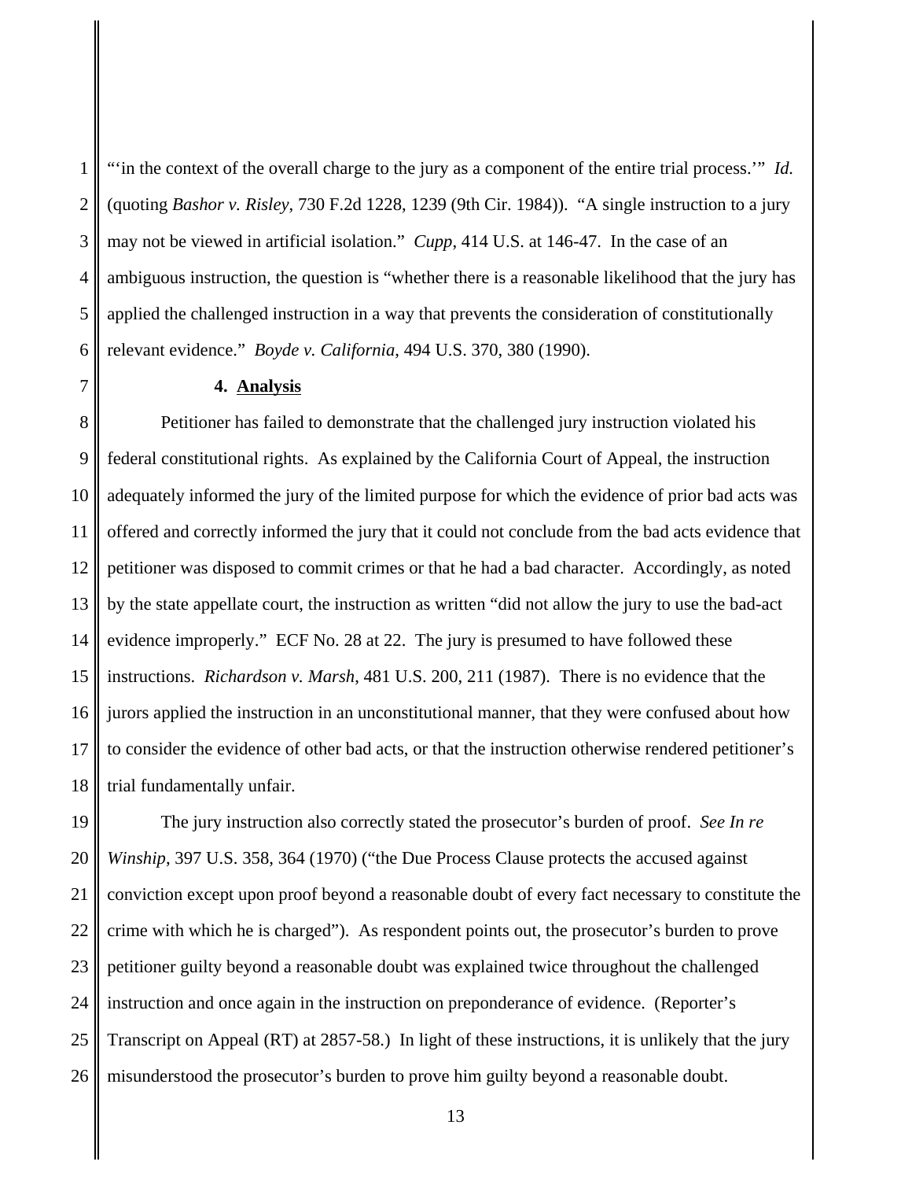"'in the context of the overall charge to the jury as a component of the entire trial process.'" *Id.* (quoting *Bashor v. Risley*, 730 F.2d 1228, 1239 (9th Cir. 1984)). "A single instruction to a jury may not be viewed in artificial isolation." *Cupp*, 414 U.S. at 146-47. In the case of an ambiguous instruction, the question is "whether there is a reasonable likelihood that the jury has applied the challenged instruction in a way that prevents the consideration of constitutionally relevant evidence." *Boyde v. California*, 494 U.S. 370, 380 (1990).

**4. <u>Analysis</u>**

Petitioner has failed to demonstrate that the challenged jury instruction violated his federal constitutional rights. As explained by the California Court of Appeal, the instruction adequately informed the jury of the limited purpose for which the evidence of prior bad acts was offered and correctly informed the jury that it could not conclude from the bad acts evidence that petitioner was disposed to commit crimes or that he had a bad character. Accordingly, as noted by the state appellate court, the instruction as written "did not allow the jury to use the bad-act evidence improperly." ECF No. 28 at 22. The jury is presumed to have followed these instructions. *Richardson v. Marsh*, 481 U.S. 200, 211 (1987). There is no evidence that the jurors applied the instruction in an unconstitutional manner, that they were confused about how to consider the evidence of other bad acts, or that the instruction otherwise rendered petitioner's trial fundamentally unfair.

The jury instruction also correctly stated the prosecutor's burden of proof. *See In re Winship*, 397 U.S. 358, 364 (1970) ("the Due Process Clause protects the accused against conviction except upon proof beyond a reasonable doubt of every fact necessary to constitute the crime with which he is charged"). As respondent points out, the prosecutor's burden to prove petitioner guilty beyond a reasonable doubt was explained twice throughout the challenged instruction and once again in the instruction on preponderance of evidence. (Reporter's Transcript on Appeal (RT) at 2857-58.) In light of these instructions, it is unlikely that the jury misunderstood the prosecutor's burden to prove him guilty beyond a reasonable doubt.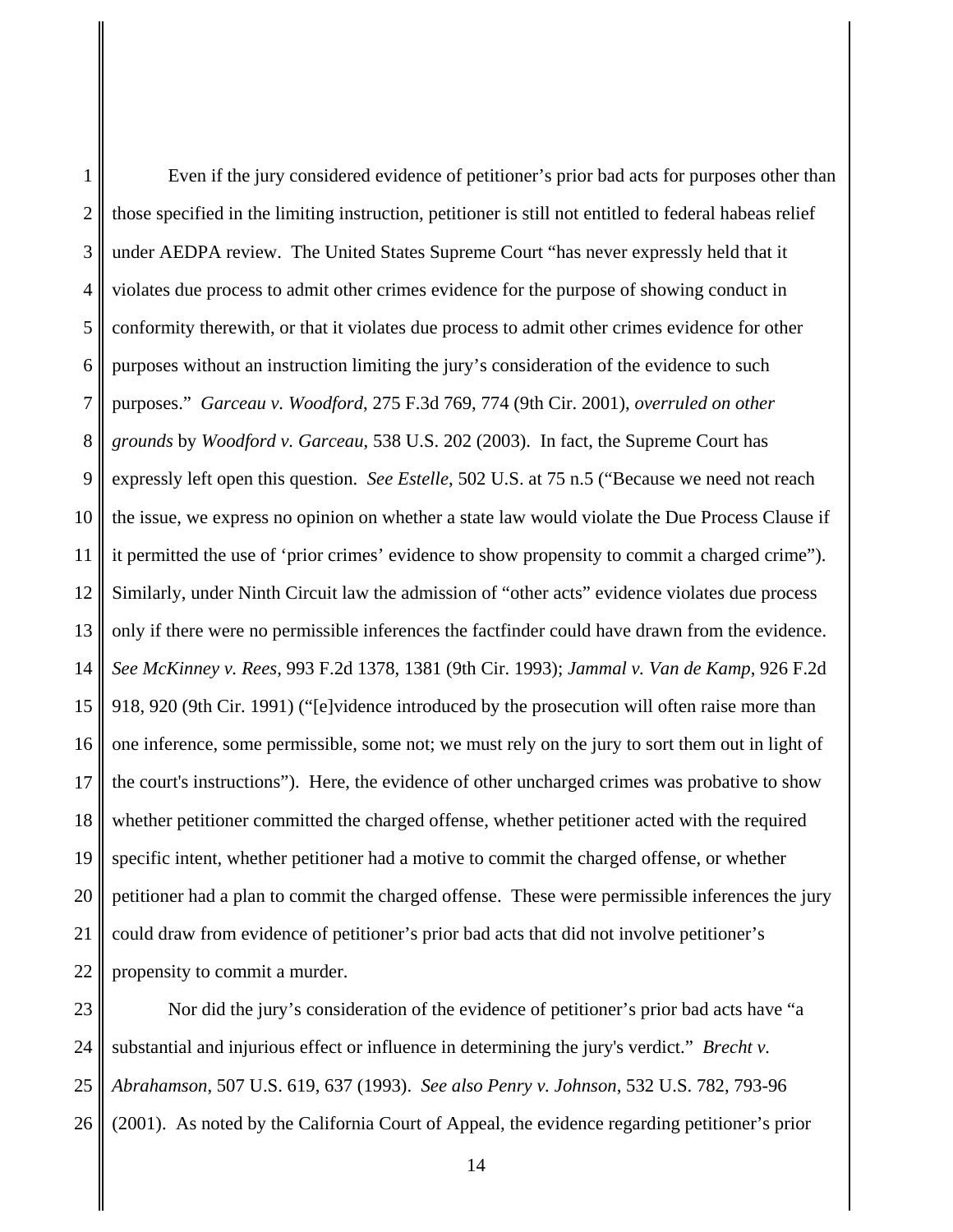Even if the jury considered evidence of petitioner's prior bad acts for purposes other than those specified in the limiting instruction, petitioner is still not entitled to federal habeas relief under AEDPA review. The United States Supreme Court "has never expressly held that it violates due process to admit other crimes evidence for the purpose of showing conduct in conformity therewith, or that it violates due process to admit other crimes evidence for other purposes without an instruction limiting the jury's consideration of the evidence to such purposes." *Garceau v. Woodford*, 275 F.3d 769, 774 (9th Cir. 2001), *overruled on other grounds* by *Woodford v. Garceau*, 538 U.S. 202 (2003). In fact, the Supreme Court has expressly left open this question. *See Estelle*, 502 U.S. at 75 n.5 ("Because we need not reach the issue, we express no opinion on whether a state law would violate the Due Process Clause if it permitted the use of 'prior crimes' evidence to show propensity to commit a charged crime"). Similarly, under Ninth Circuit law the admission of "other acts" evidence violates due process only if there were no permissible inferences the factfinder could have drawn from the evidence. *See McKinney v. Rees*, 993 F.2d 1378, 1381 (9th Cir. 1993); *Jammal v. Van de Kamp*, 926 F.2d 918, 920 (9th Cir. 1991) ("[e]vidence introduced by the prosecution will often raise more than one inference, some permissible, some not; we must rely on the jury to sort them out in light of the court's instructions"). Here, the evidence of other uncharged crimes was probative to show whether petitioner committed the charged offense, whether petitioner acted with the required specific intent, whether petitioner had a motive to commit the charged offense, or whether petitioner had a plan to commit the charged offense. These were permissible inferences the jury could draw from evidence of petitioner's prior bad acts that did not involve petitioner's propensity to commit a murder.

Nor did the jury's consideration of the evidence of petitioner's prior bad acts have "a substantial and injurious effect or influence in determining the jury's verdict." *Brecht v. Abrahamson*, 507 U.S. 619, 637 (1993). *See also Penry v. Johnson*, 532 U.S. 782, 793-96 (2001). As noted by the California Court of Appeal, the evidence regarding petitioner's prior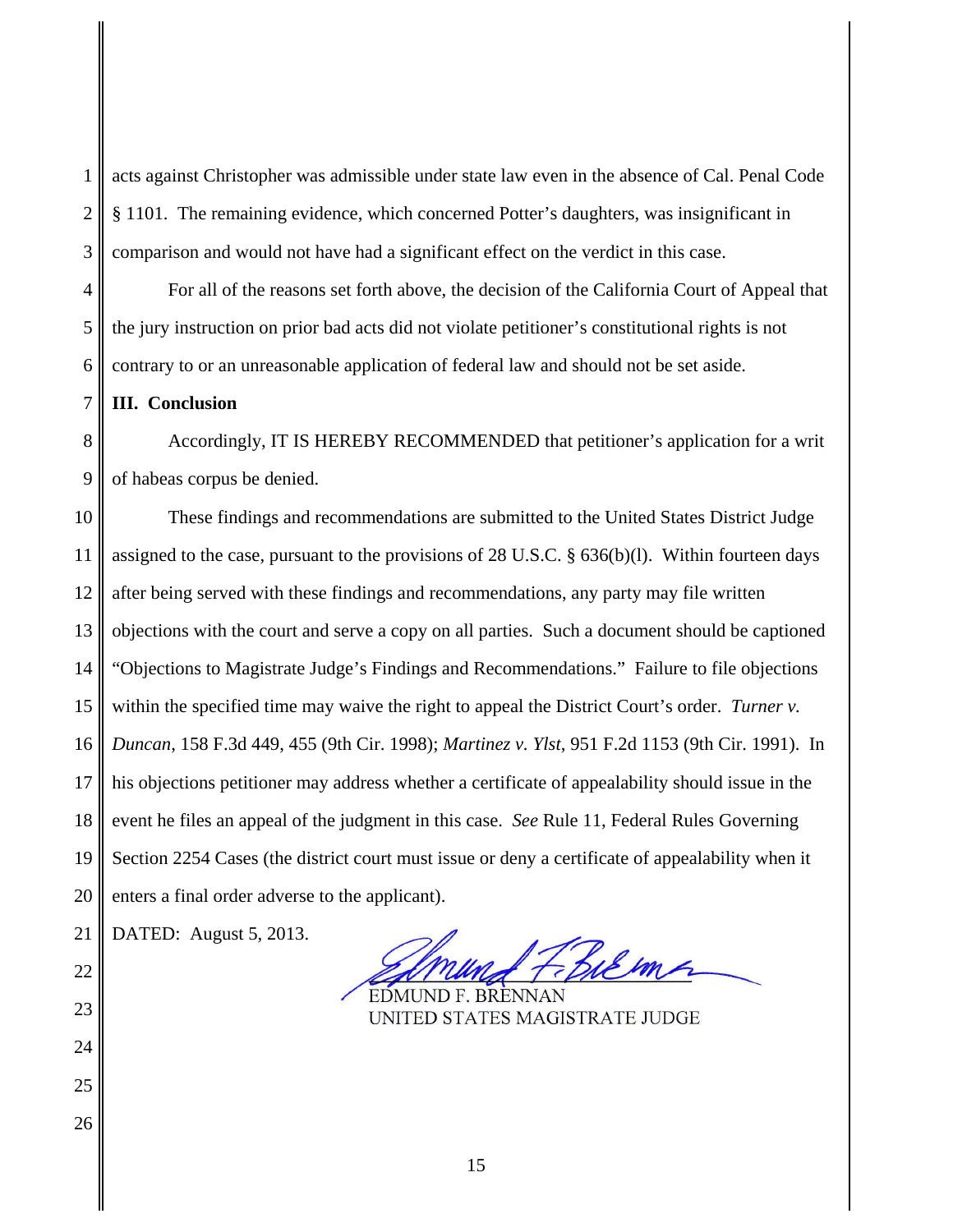acts against Christopher was admissible under state law even in the absence of Cal. Penal Code § 1101. The remaining evidence, which concerned Potter's daughters, was insignificant in comparison and would not have had a significant effect on the verdict in this case.

For all of the reasons set forth above, the decision of the California Court of Appeal that the jury instruction on prior bad acts did not violate petitioner's constitutional rights is not contrary to or an unreasonable application of federal law and should not be set aside.

**III. Conclusion**

Accordingly, IT IS HEREBY RECOMMENDED that petitioner's application for a writ of habeas corpus be denied.

These findings and recommendations are submitted to the United States District Judge assigned to the case, pursuant to the provisions of 28 U.S.C. § 636(b)(l). Within fourteen days after being served with these findings and recommendations, any party may file written objections with the court and serve a copy on all parties. Such a document should be captioned "Objections to Magistrate Judge's Findings and Recommendations." Failure to file objections within the specified time may waive the right to appeal the District Court's order. *Turner v. Duncan*, 158 F.3d 449, 455 (9th Cir. 1998); *Martinez v. Ylst*, 951 F.2d 1153 (9th Cir. 1991). In his objections petitioner may address whether a certificate of appealability should issue in the event he files an appeal of the judgment in this case. *See* Rule 11, Federal Rules Governing Section 2254 Cases (the district court must issue or deny a certificate of appealability when it enters a final order adverse to the applicant).

DATED: August 5, 2013.

EDMUND F. BRENNAN
UNITED STATES MAGISTRATE JUDGE